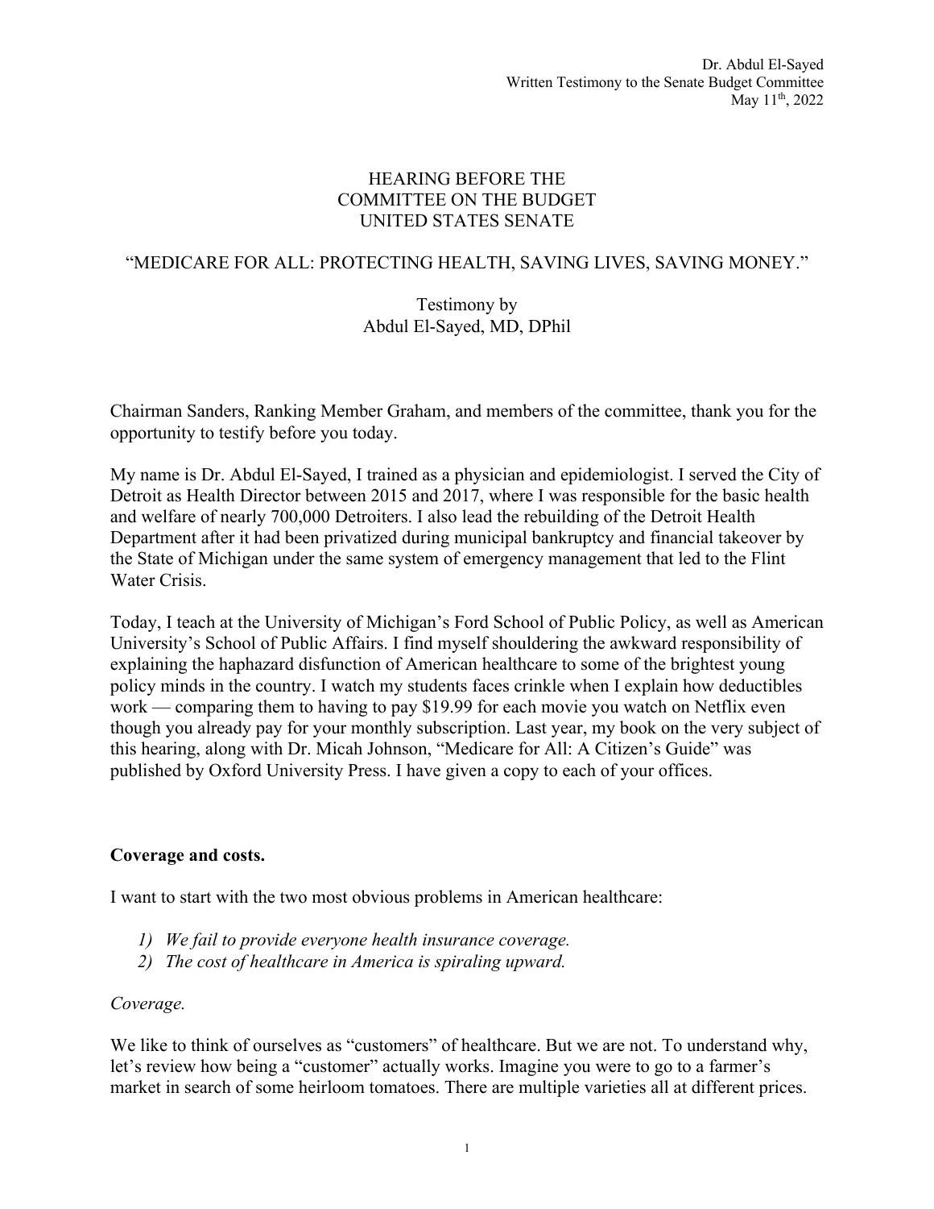Dr. Abdul El-Sayed
Written Testimony to the Senate Budget Committee
May 11th, 2022

# HEARING BEFORE THE COMMITTEE ON THE BUDGET UNITED STATES SENATE

## "MEDICARE FOR ALL: PROTECTING HEALTH, SAVING LIVES, SAVING MONEY."

Testimony by
Abdul El-Sayed, MD, DPhil

Chairman Sanders, Ranking Member Graham, and members of the committee, thank you for the opportunity to testify before you today.

My name is Dr. Abdul El-Sayed, I trained as a physician and epidemiologist. I served the City of Detroit as Health Director between 2015 and 2017, where I was responsible for the basic health and welfare of nearly 700,000 Detroiters. I also lead the rebuilding of the Detroit Health Department after it had been privatized during municipal bankruptcy and financial takeover by the State of Michigan under the same system of emergency management that led to the Flint Water Crisis.

Today, I teach at the University of Michigan's Ford School of Public Policy, as well as American University's School of Public Affairs. I find myself shouldering the awkward responsibility of explaining the haphazard disfunction of American healthcare to some of the brightest young policy minds in the country. I watch my students faces crinkle when I explain how deductibles work — comparing them to having to pay $19.99 for each movie you watch on Netflix even though you already pay for your monthly subscription. Last year, my book on the very subject of this hearing, along with Dr. Micah Johnson, "Medicare for All: A Citizen's Guide" was published by Oxford University Press. I have given a copy to each of your offices.

**Coverage and costs.**

I want to start with the two most obvious problems in American healthcare:

1) *We fail to provide everyone health insurance coverage.*
2) *The cost of healthcare in America is spiraling upward.*

*Coverage.*

We like to think of ourselves as "customers" of healthcare. But we are not. To understand why, let's review how being a "customer" actually works. Imagine you were to go to a farmer's market in search of some heirloom tomatoes. There are multiple varieties all at different prices.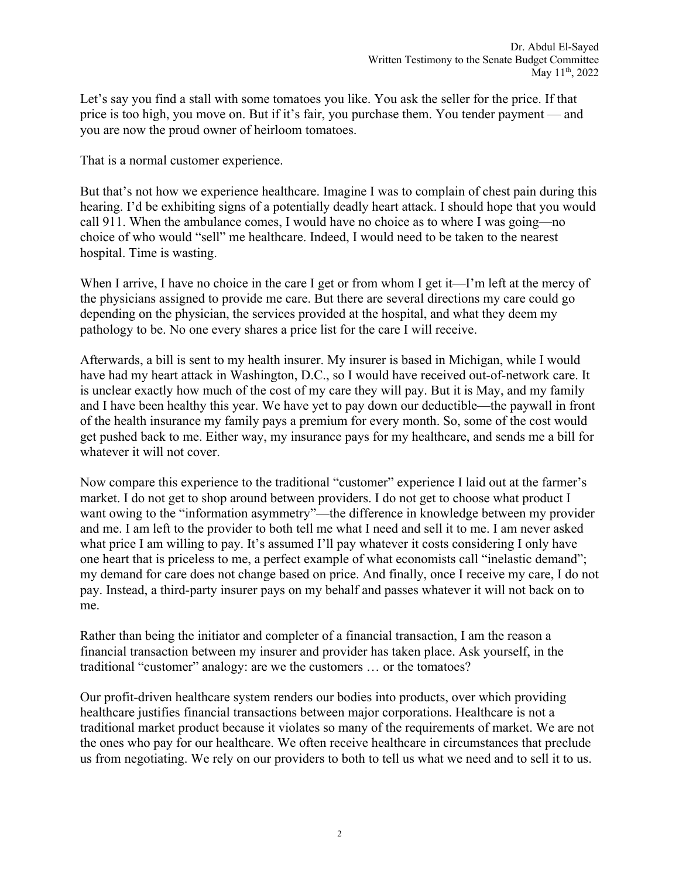Let's say you find a stall with some tomatoes you like. You ask the seller for the price. If that price is too high, you move on. But if it's fair, you purchase them. You tender payment — and you are now the proud owner of heirloom tomatoes.

That is a normal customer experience.

But that's not how we experience healthcare. Imagine I was to complain of chest pain during this hearing. I'd be exhibiting signs of a potentially deadly heart attack. I should hope that you would call 911. When the ambulance comes, I would have no choice as to where I was going—no choice of who would "sell" me healthcare. Indeed, I would need to be taken to the nearest hospital. Time is wasting.

When I arrive, I have no choice in the care I get or from whom I get it—I'm left at the mercy of the physicians assigned to provide me care. But there are several directions my care could go depending on the physician, the services provided at the hospital, and what they deem my pathology to be. No one every shares a price list for the care I will receive.

Afterwards, a bill is sent to my health insurer. My insurer is based in Michigan, while I would have had my heart attack in Washington, D.C., so I would have received out-of-network care. It is unclear exactly how much of the cost of my care they will pay. But it is May, and my family and I have been healthy this year. We have yet to pay down our deductible—the paywall in front of the health insurance my family pays a premium for every month. So, some of the cost would get pushed back to me. Either way, my insurance pays for my healthcare, and sends me a bill for whatever it will not cover.

Now compare this experience to the traditional "customer" experience I laid out at the farmer's market. I do not get to shop around between providers. I do not get to choose what product I want owing to the "information asymmetry"—the difference in knowledge between my provider and me. I am left to the provider to both tell me what I need and sell it to me. I am never asked what price I am willing to pay. It's assumed I'll pay whatever it costs considering I only have one heart that is priceless to me, a perfect example of what economists call "inelastic demand"; my demand for care does not change based on price. And finally, once I receive my care, I do not pay. Instead, a third-party insurer pays on my behalf and passes whatever it will not back on to me.

Rather than being the initiator and completer of a financial transaction, I am the reason a financial transaction between my insurer and provider has taken place. Ask yourself, in the traditional "customer" analogy: are we the customers … or the tomatoes?

Our profit-driven healthcare system renders our bodies into products, over which providing healthcare justifies financial transactions between major corporations. Healthcare is not a traditional market product because it violates so many of the requirements of market. We are not the ones who pay for our healthcare. We often receive healthcare in circumstances that preclude us from negotiating. We rely on our providers to both to tell us what we need and to sell it to us.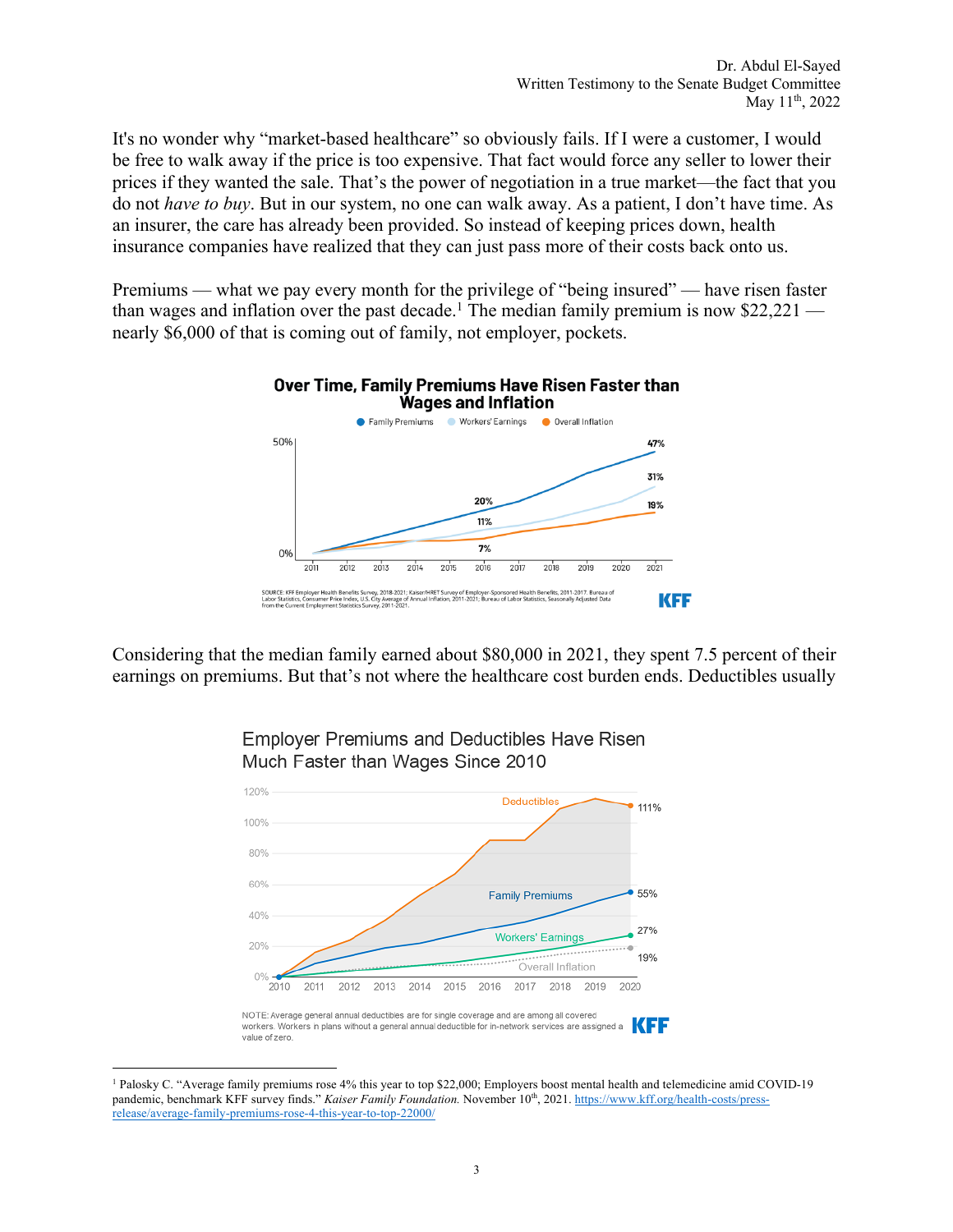It's no wonder why "market-based healthcare" so obviously fails. If I were a customer, I would be free to walk away if the price is too expensive. That fact would force any seller to lower their prices if they wanted the sale. That's the power of negotiation in a true market—the fact that you do not *have to buy*. But in our system, no one can walk away. As a patient, I don't have time. As an insurer, the care has already been provided. So instead of keeping prices down, health insurance companies have realized that they can just pass more of their costs back onto us.

Premiums — what we pay every month for the privilege of "being insured" — have risen faster than wages and inflation over the past decade.[1] The median family premium is now $22,221 — nearly $6,000 of that is coming out of family, not employer, pockets.

**Over Time, Family Premiums Have Risen Faster than Wages and Inflation**

SOURCE: KFF Employer Health Benefits Survey, 2018-2021; Kaiser/HRET Survey of Employer-Sponsored Health Benefits, 2011-2017. Bureau of Labor Statistics, Consumer Price Index, U.S. City Average of Annual Inflation, 2011-2021; Bureau of Labor Statistics, Seasonally Adjusted Data from the Current Employment Statistics Survey, 2011-2021.

Considering that the median family earned about $80,000 in 2021, they spent 7.5 percent of their earnings on premiums. But that's not where the healthcare cost burden ends. Deductibles usually

**Employer Premiums and Deductibles Have Risen Much Faster than Wages Since 2010**

NOTE: Average general annual deductibles are for single coverage and are among all covered workers. Workers in plans without a general annual deductible for in-network services are assigned a value of zero.

---

[1] Palosky C. "Average family premiums rose 4% this year to top $22,000; Employers boost mental health and telemedicine amid COVID-19 pandemic, benchmark KFF survey finds." *Kaiser Family Foundation.* November 10th, 2021. https://www.kff.org/health-costs/press-release/average-family-premiums-rose-4-this-year-to-top-22000/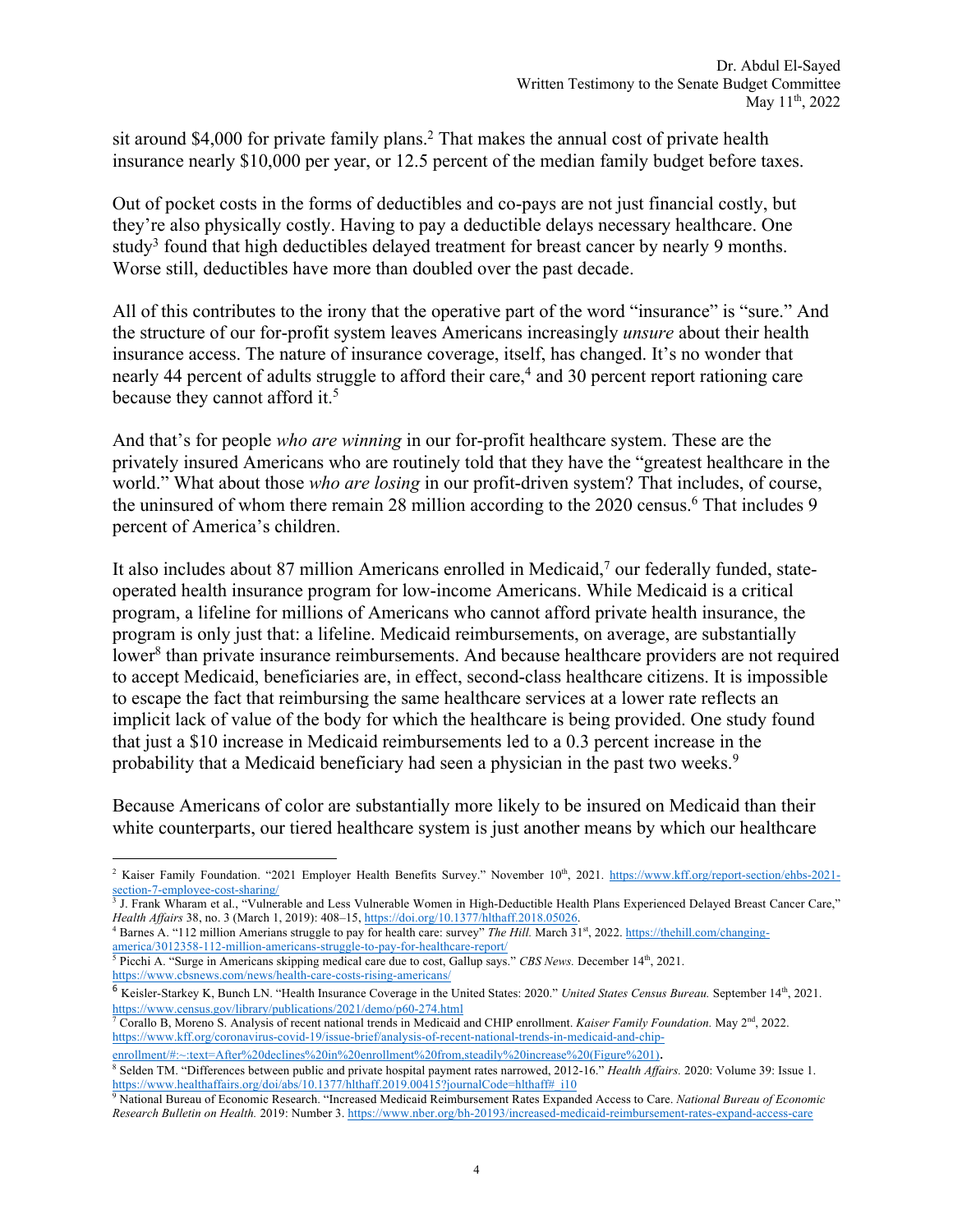sit around $4,000 for private family plans.[2] That makes the annual cost of private health insurance nearly $10,000 per year, or 12.5 percent of the median family budget before taxes.

Out of pocket costs in the forms of deductibles and co-pays are not just financial costly, but they're also physically costly. Having to pay a deductible delays necessary healthcare. One study[3] found that high deductibles delayed treatment for breast cancer by nearly 9 months. Worse still, deductibles have more than doubled over the past decade.

All of this contributes to the irony that the operative part of the word "insurance" is "sure." And the structure of our for-profit system leaves Americans increasingly *unsure* about their health insurance access. The nature of insurance coverage, itself, has changed. It's no wonder that nearly 44 percent of adults struggle to afford their care,[4] and 30 percent report rationing care because they cannot afford it.[5]

And that's for people *who are winning* in our for-profit healthcare system. These are the privately insured Americans who are routinely told that they have the "greatest healthcare in the world." What about those *who are losing* in our profit-driven system? That includes, of course, the uninsured of whom there remain 28 million according to the 2020 census.[6] That includes 9 percent of America's children.

It also includes about 87 million Americans enrolled in Medicaid,[7] our federally funded, state-operated health insurance program for low-income Americans. While Medicaid is a critical program, a lifeline for millions of Americans who cannot afford private health insurance, the program is only just that: a lifeline. Medicaid reimbursements, on average, are substantially lower[8] than private insurance reimbursements. And because healthcare providers are not required to accept Medicaid, beneficiaries are, in effect, second-class healthcare citizens. It is impossible to escape the fact that reimbursing the same healthcare services at a lower rate reflects an implicit lack of value of the body for which the healthcare is being provided. One study found that just a $10 increase in Medicaid reimbursements led to a 0.3 percent increase in the probability that a Medicaid beneficiary had seen a physician in the past two weeks.[9]

Because Americans of color are substantially more likely to be insured on Medicaid than their white counterparts, our tiered healthcare system is just another means by which our healthcare

---

[2] Kaiser Family Foundation. "2021 Employer Health Benefits Survey." November 10th, 2021. https://www.kff.org/report-section/ehbs-2021-section-7-employee-cost-sharing/

[3] J. Frank Wharam et al., "Vulnerable and Less Vulnerable Women in High-Deductible Health Plans Experienced Delayed Breast Cancer Care," *Health Affairs* 38, no. 3 (March 1, 2019): 408–15, https://doi.org/10.1377/hlthaff.2018.05026.

[4] Barnes A. "112 million Amerians struggle to pay for health care: survey" *The Hill.* March 31st, 2022. https://thehill.com/changing-america/3012358-112-million-americans-struggle-to-pay-for-healthcare-report/

[5] Picchi A. "Surge in Americans skipping medical care due to cost, Gallup says." *CBS News.* December 14th, 2021. https://www.cbsnews.com/news/health-care-costs-rising-americans/

[6] Keisler-Starkey K, Bunch LN. "Health Insurance Coverage in the United States: 2020." *United States Census Bureau.* September 14th, 2021. https://www.census.gov/library/publications/2021/demo/p60-274.html

[7] Corallo B, Moreno S. Analysis of recent national trends in Medicaid and CHIP enrollment. *Kaiser Family Foundation.* May 2nd, 2022. https://www.kff.org/coronavirus-covid-19/issue-brief/analysis-of-recent-national-trends-in-medicaid-and-chip-enrollment/#:~:text=After%20declines%20in%20enrollment%20from,steadily%20increase%20(Figure%201).

[8] Selden TM. "Differences between public and private hospital payment rates narrowed, 2012-16." *Health Affairs.* 2020: Volume 39: Issue 1. https://www.healthaffairs.org/doi/abs/10.1377/hlthaff.2019.00415?journalCode=hlthaff#_i10

[9] National Bureau of Economic Research. "Increased Medicaid Reimbursement Rates Expanded Access to Care. *National Bureau of Economic Research Bulletin on Health.* 2019: Number 3. https://www.nber.org/bh-20193/increased-medicaid-reimbursement-rates-expand-access-care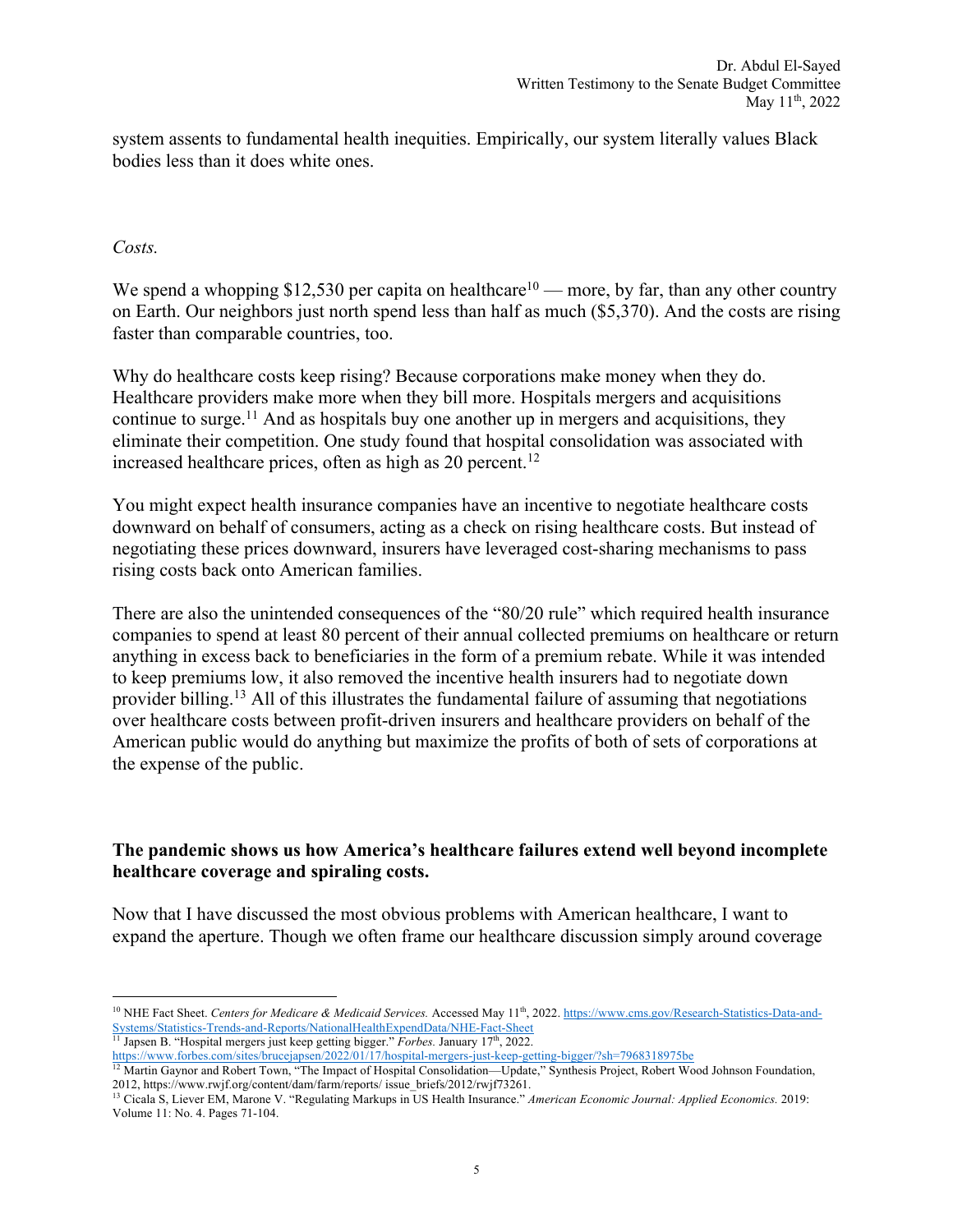system assents to fundamental health inequities. Empirically, our system literally values Black bodies less than it does white ones.

*Costs.*

We spend a whopping $12,530 per capita on healthcare[10] — more, by far, than any other country on Earth. Our neighbors just north spend less than half as much ($5,370). And the costs are rising faster than comparable countries, too.

Why do healthcare costs keep rising? Because corporations make money when they do. Healthcare providers make more when they bill more. Hospitals mergers and acquisitions continue to surge.[11] And as hospitals buy one another up in mergers and acquisitions, they eliminate their competition. One study found that hospital consolidation was associated with increased healthcare prices, often as high as 20 percent.[12]

You might expect health insurance companies have an incentive to negotiate healthcare costs downward on behalf of consumers, acting as a check on rising healthcare costs. But instead of negotiating these prices downward, insurers have leveraged cost-sharing mechanisms to pass rising costs back onto American families.

There are also the unintended consequences of the "80/20 rule" which required health insurance companies to spend at least 80 percent of their annual collected premiums on healthcare or return anything in excess back to beneficiaries in the form of a premium rebate. While it was intended to keep premiums low, it also removed the incentive health insurers had to negotiate down provider billing.[13] All of this illustrates the fundamental failure of assuming that negotiations over healthcare costs between profit-driven insurers and healthcare providers on behalf of the American public would do anything but maximize the profits of both of sets of corporations at the expense of the public.

**The pandemic shows us how America's healthcare failures extend well beyond incomplete healthcare coverage and spiraling costs.**

Now that I have discussed the most obvious problems with American healthcare, I want to expand the aperture. Though we often frame our healthcare discussion simply around coverage

---

[10] NHE Fact Sheet. *Centers for Medicare & Medicaid Services.* Accessed May 11th, 2022. https://www.cms.gov/Research-Statistics-Data-and-Systems/Statistics-Trends-and-Reports/NationalHealthExpendData/NHE-Fact-Sheet

[11] Japsen B. "Hospital mergers just keep getting bigger." *Forbes.* January 17th, 2022. https://www.forbes.com/sites/brucejapsen/2022/01/17/hospital-mergers-just-keep-getting-bigger/?sh=7968318975be

[12] Martin Gaynor and Robert Town, "The Impact of Hospital Consolidation—Update," Synthesis Project, Robert Wood Johnson Foundation, 2012, https://www.rwjf.org/content/dam/farm/reports/ issue_briefs/2012/rwjf73261.

[13] Cicala S, Liever EM, Marone V. "Regulating Markups in US Health Insurance." *American Economic Journal: Applied Economics.* 2019: Volume 11: No. 4. Pages 71-104.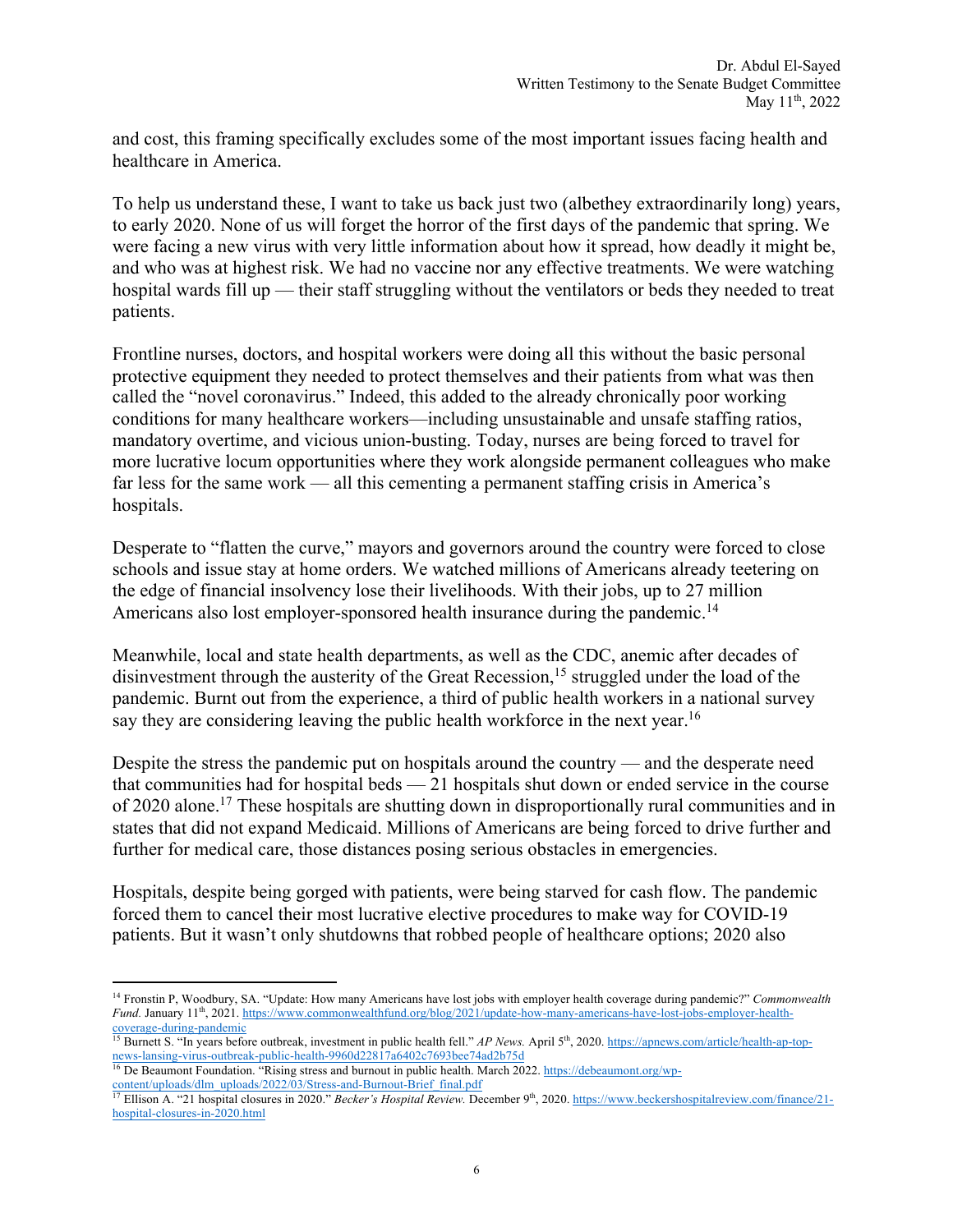and cost, this framing specifically excludes some of the most important issues facing health and healthcare in America.

To help us understand these, I want to take us back just two (albethey extraordinarily long) years, to early 2020. None of us will forget the horror of the first days of the pandemic that spring. We were facing a new virus with very little information about how it spread, how deadly it might be, and who was at highest risk. We had no vaccine nor any effective treatments. We were watching hospital wards fill up — their staff struggling without the ventilators or beds they needed to treat patients.

Frontline nurses, doctors, and hospital workers were doing all this without the basic personal protective equipment they needed to protect themselves and their patients from what was then called the "novel coronavirus." Indeed, this added to the already chronically poor working conditions for many healthcare workers—including unsustainable and unsafe staffing ratios, mandatory overtime, and vicious union-busting. Today, nurses are being forced to travel for more lucrative locum opportunities where they work alongside permanent colleagues who make far less for the same work — all this cementing a permanent staffing crisis in America's hospitals.

Desperate to "flatten the curve," mayors and governors around the country were forced to close schools and issue stay at home orders. We watched millions of Americans already teetering on the edge of financial insolvency lose their livelihoods. With their jobs, up to 27 million Americans also lost employer-sponsored health insurance during the pandemic.[14]

Meanwhile, local and state health departments, as well as the CDC, anemic after decades of disinvestment through the austerity of the Great Recession,[15] struggled under the load of the pandemic. Burnt out from the experience, a third of public health workers in a national survey say they are considering leaving the public health workforce in the next year.[16]

Despite the stress the pandemic put on hospitals around the country — and the desperate need that communities had for hospital beds — 21 hospitals shut down or ended service in the course of 2020 alone.[17] These hospitals are shutting down in disproportionally rural communities and in states that did not expand Medicaid. Millions of Americans are being forced to drive further and further for medical care, those distances posing serious obstacles in emergencies.

Hospitals, despite being gorged with patients, were being starved for cash flow. The pandemic forced them to cancel their most lucrative elective procedures to make way for COVID-19 patients. But it wasn't only shutdowns that robbed people of healthcare options; 2020 also

---

[14] Fronstin P, Woodbury, SA. "Update: How many Americans have lost jobs with employer health coverage during pandemic?" *Commonwealth Fund.* January 11th, 2021. https://www.commonwealthfund.org/blog/2021/update-how-many-americans-have-lost-jobs-employer-health-coverage-during-pandemic

[15] Burnett S. "In years before outbreak, investment in public health fell." *AP News.* April 5th, 2020. https://apnews.com/article/health-ap-top-news-lansing-virus-outbreak-public-health-9960d22817a6402c7693bee74ad2b75d

[16] De Beaumont Foundation. "Rising stress and burnout in public health. March 2022. https://debeaumont.org/wp-content/uploads/dlm_uploads/2022/03/Stress-and-Burnout-Brief_final.pdf

[17] Ellison A. "21 hospital closures in 2020." *Becker's Hospital Review.* December 9th, 2020. https://www.beckershospitalreview.com/finance/21-hospital-closures-in-2020.html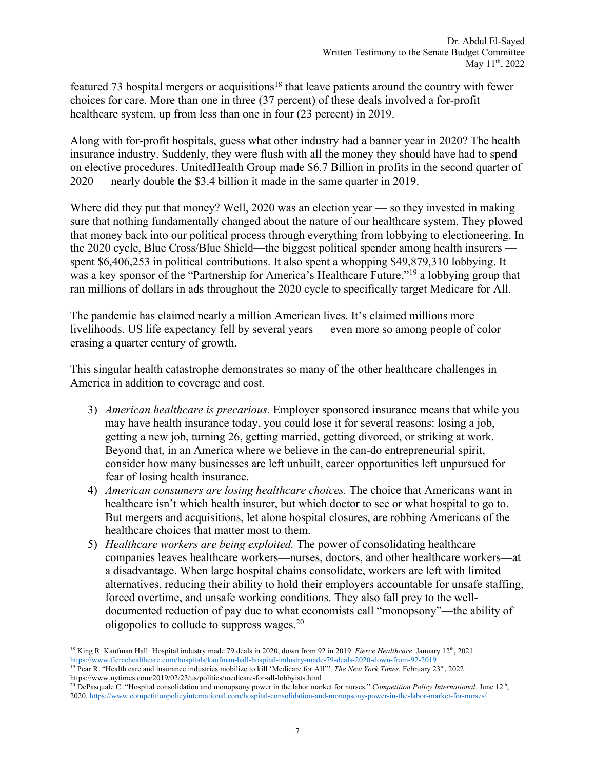featured 73 hospital mergers or acquisitions[18] that leave patients around the country with fewer choices for care. More than one in three (37 percent) of these deals involved a for-profit healthcare system, up from less than one in four (23 percent) in 2019.

Along with for-profit hospitals, guess what other industry had a banner year in 2020? The health insurance industry. Suddenly, they were flush with all the money they should have had to spend on elective procedures. UnitedHealth Group made $6.7 Billion in profits in the second quarter of 2020 — nearly double the $3.4 billion it made in the same quarter in 2019.

Where did they put that money? Well, 2020 was an election year — so they invested in making sure that nothing fundamentally changed about the nature of our healthcare system. They plowed that money back into our political process through everything from lobbying to electioneering. In the 2020 cycle, Blue Cross/Blue Shield—the biggest political spender among health insurers — spent $6,406,253 in political contributions. It also spent a whopping $49,879,310 lobbying. It was a key sponsor of the "Partnership for America's Healthcare Future,"[19] a lobbying group that ran millions of dollars in ads throughout the 2020 cycle to specifically target Medicare for All.

The pandemic has claimed nearly a million American lives. It's claimed millions more livelihoods. US life expectancy fell by several years — even more so among people of color — erasing a quarter century of growth.

This singular health catastrophe demonstrates so many of the other healthcare challenges in America in addition to coverage and cost.

3) *American healthcare is precarious.* Employer sponsored insurance means that while you may have health insurance today, you could lose it for several reasons: losing a job, getting a new job, turning 26, getting married, getting divorced, or striking at work. Beyond that, in an America where we believe in the can-do entrepreneurial spirit, consider how many businesses are left unbuilt, career opportunities left unpursued for fear of losing health insurance.
4) *American consumers are losing healthcare choices.* The choice that Americans want in healthcare isn't which health insurer, but which doctor to see or what hospital to go to. But mergers and acquisitions, let alone hospital closures, are robbing Americans of the healthcare choices that matter most to them.
5) *Healthcare workers are being exploited.* The power of consolidating healthcare companies leaves healthcare workers—nurses, doctors, and other healthcare workers—at a disadvantage. When large hospital chains consolidate, workers are left with limited alternatives, reducing their ability to hold their employers accountable for unsafe staffing, forced overtime, and unsafe working conditions. They also fall prey to the well-documented reduction of pay due to what economists call "monopsony"—the ability of oligopolies to collude to suppress wages.[20]

---

[18] King R. Kaufman Hall: Hospital industry made 79 deals in 2020, down from 92 in 2019. *Fierce Healthcare*. January 12th, 2021. https://www.fiercehealthcare.com/hospitals/kaufman-hall-hospital-industry-made-79-deals-2020-down-from-92-2019

[19] Pear R. "Health care and insurance industries mobilize to kill 'Medicare for All'". *The New York Times.* February 23rd, 2022. https://www.nytimes.com/2019/02/23/us/politics/medicare-for-all-lobbyists.html

[20] DePasquale C. "Hospital consolidation and monopsony power in the labor market for nurses." *Competition Policy International.* June 12th, 2020. https://www.competitionpolicyinternational.com/hospital-consolidation-and-monopsony-power-in-the-labor-market-for-nurses/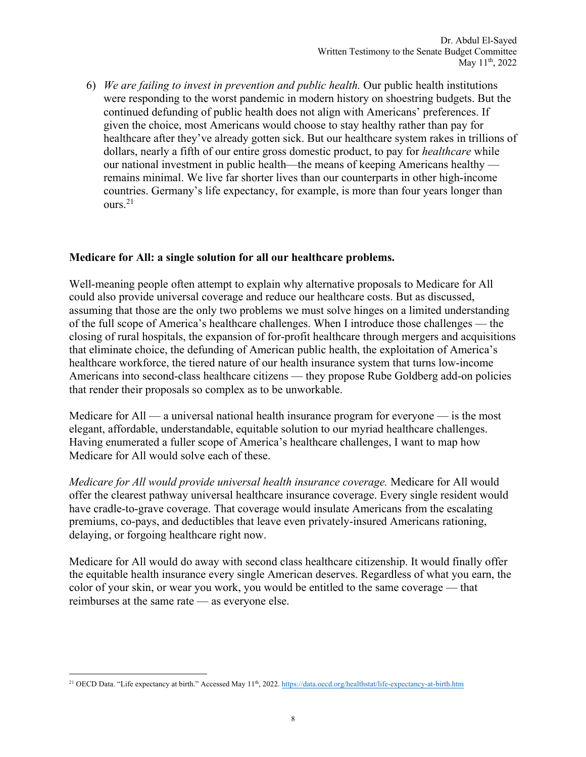6) *We are failing to invest in prevention and public health.* Our public health institutions were responding to the worst pandemic in modern history on shoestring budgets. But the continued defunding of public health does not align with Americans' preferences. If given the choice, most Americans would choose to stay healthy rather than pay for healthcare after they've already gotten sick. But our healthcare system rakes in trillions of dollars, nearly a fifth of our entire gross domestic product, to pay for *healthcare* while our national investment in public health—the means of keeping Americans healthy — remains minimal. We live far shorter lives than our counterparts in other high-income countries. Germany's life expectancy, for example, is more than four years longer than ours.[21]

**Medicare for All: a single solution for all our healthcare problems.**

Well-meaning people often attempt to explain why alternative proposals to Medicare for All could also provide universal coverage and reduce our healthcare costs. But as discussed, assuming that those are the only two problems we must solve hinges on a limited understanding of the full scope of America's healthcare challenges. When I introduce those challenges — the closing of rural hospitals, the expansion of for-profit healthcare through mergers and acquisitions that eliminate choice, the defunding of American public health, the exploitation of America's healthcare workforce, the tiered nature of our health insurance system that turns low-income Americans into second-class healthcare citizens — they propose Rube Goldberg add-on policies that render their proposals so complex as to be unworkable.

Medicare for All — a universal national health insurance program for everyone — is the most elegant, affordable, understandable, equitable solution to our myriad healthcare challenges. Having enumerated a fuller scope of America's healthcare challenges, I want to map how Medicare for All would solve each of these.

*Medicare for All would provide universal health insurance coverage.* Medicare for All would offer the clearest pathway universal healthcare insurance coverage. Every single resident would have cradle-to-grave coverage. That coverage would insulate Americans from the escalating premiums, co-pays, and deductibles that leave even privately-insured Americans rationing, delaying, or forgoing healthcare right now.

Medicare for All would do away with second class healthcare citizenship. It would finally offer the equitable health insurance every single American deserves. Regardless of what you earn, the color of your skin, or wear you work, you would be entitled to the same coverage — that reimburses at the same rate — as everyone else.

[21] OECD Data. "Life expectancy at birth." Accessed May 11th, 2022. https://data.oecd.org/healthstat/life-expectancy-at-birth.htm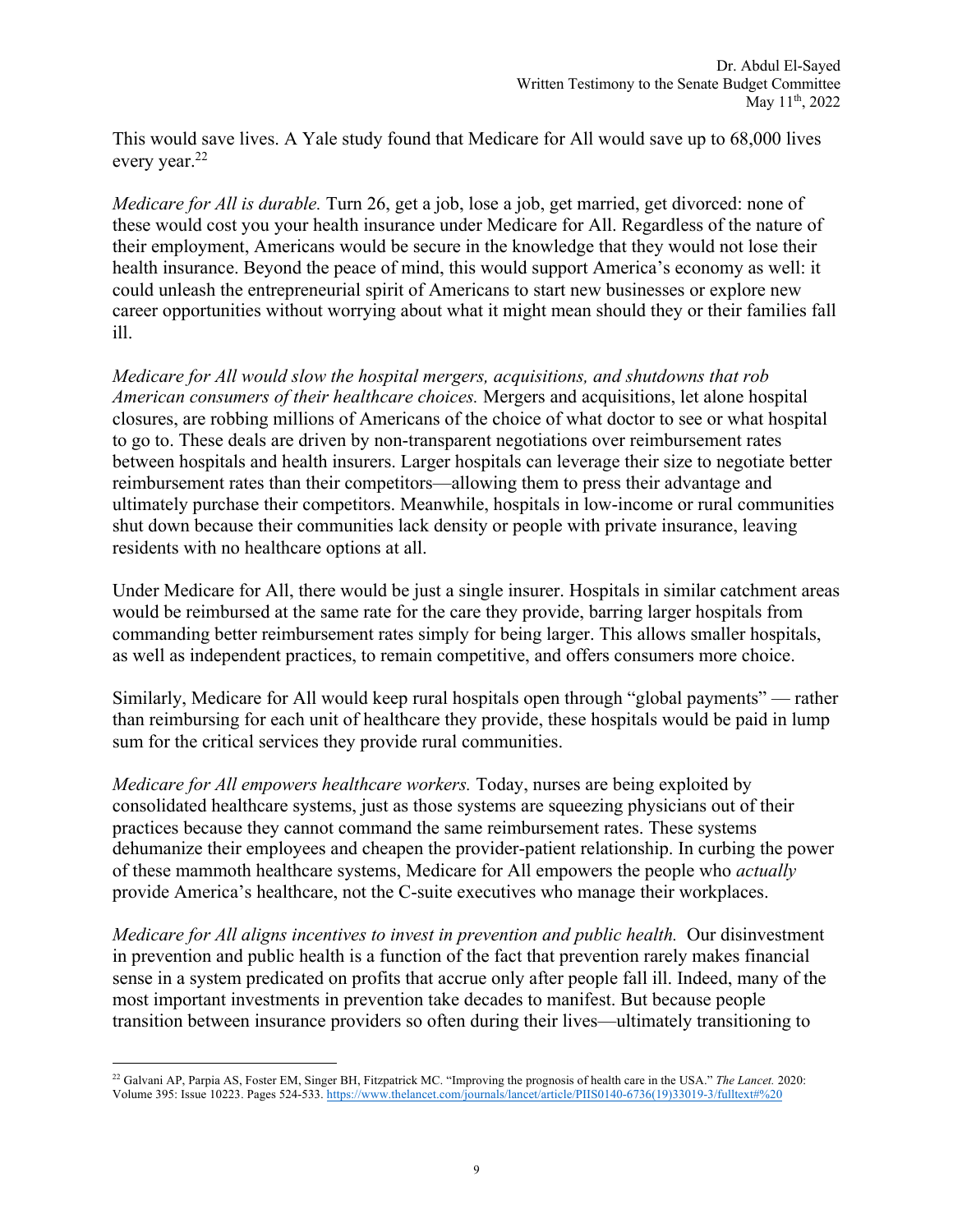This would save lives. A Yale study found that Medicare for All would save up to 68,000 lives every year.[22]

*Medicare for All is durable.* Turn 26, get a job, lose a job, get married, get divorced: none of these would cost you your health insurance under Medicare for All. Regardless of the nature of their employment, Americans would be secure in the knowledge that they would not lose their health insurance. Beyond the peace of mind, this would support America's economy as well: it could unleash the entrepreneurial spirit of Americans to start new businesses or explore new career opportunities without worrying about what it might mean should they or their families fall ill.

*Medicare for All would slow the hospital mergers, acquisitions, and shutdowns that rob American consumers of their healthcare choices.* Mergers and acquisitions, let alone hospital closures, are robbing millions of Americans of the choice of what doctor to see or what hospital to go to. These deals are driven by non-transparent negotiations over reimbursement rates between hospitals and health insurers. Larger hospitals can leverage their size to negotiate better reimbursement rates than their competitors—allowing them to press their advantage and ultimately purchase their competitors. Meanwhile, hospitals in low-income or rural communities shut down because their communities lack density or people with private insurance, leaving residents with no healthcare options at all.

Under Medicare for All, there would be just a single insurer. Hospitals in similar catchment areas would be reimbursed at the same rate for the care they provide, barring larger hospitals from commanding better reimbursement rates simply for being larger. This allows smaller hospitals, as well as independent practices, to remain competitive, and offers consumers more choice.

Similarly, Medicare for All would keep rural hospitals open through "global payments" — rather than reimbursing for each unit of healthcare they provide, these hospitals would be paid in lump sum for the critical services they provide rural communities.

*Medicare for All empowers healthcare workers.* Today, nurses are being exploited by consolidated healthcare systems, just as those systems are squeezing physicians out of their practices because they cannot command the same reimbursement rates. These systems dehumanize their employees and cheapen the provider-patient relationship. In curbing the power of these mammoth healthcare systems, Medicare for All empowers the people who *actually* provide America's healthcare, not the C-suite executives who manage their workplaces.

*Medicare for All aligns incentives to invest in prevention and public health.* Our disinvestment in prevention and public health is a function of the fact that prevention rarely makes financial sense in a system predicated on profits that accrue only after people fall ill. Indeed, many of the most important investments in prevention take decades to manifest. But because people transition between insurance providers so often during their lives—ultimately transitioning to

---

[22] Galvani AP, Parpia AS, Foster EM, Singer BH, Fitzpatrick MC. "Improving the prognosis of health care in the USA." *The Lancet.* 2020: Volume 395: Issue 10223. Pages 524-533. https://www.thelancet.com/journals/lancet/article/PIIS0140-6736(19)33019-3/fulltext#%20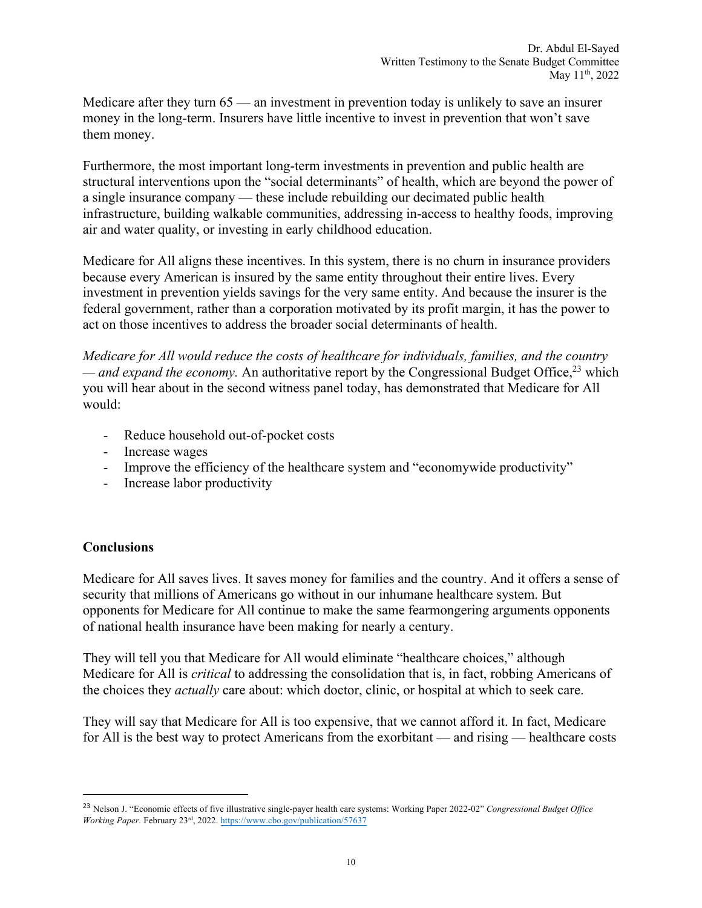Medicare after they turn 65 — an investment in prevention today is unlikely to save an insurer money in the long-term. Insurers have little incentive to invest in prevention that won't save them money.

Furthermore, the most important long-term investments in prevention and public health are structural interventions upon the "social determinants" of health, which are beyond the power of a single insurance company — these include rebuilding our decimated public health infrastructure, building walkable communities, addressing in-access to healthy foods, improving air and water quality, or investing in early childhood education.

Medicare for All aligns these incentives. In this system, there is no churn in insurance providers because every American is insured by the same entity throughout their entire lives. Every investment in prevention yields savings for the very same entity. And because the insurer is the federal government, rather than a corporation motivated by its profit margin, it has the power to act on those incentives to address the broader social determinants of health.

*Medicare for All would reduce the costs of healthcare for individuals, families, and the country — and expand the economy.* An authoritative report by the Congressional Budget Office,[23] which you will hear about in the second witness panel today, has demonstrated that Medicare for All would:

- Reduce household out-of-pocket costs
- Increase wages
- Improve the efficiency of the healthcare system and "economywide productivity"
- Increase labor productivity

**Conclusions**

Medicare for All saves lives. It saves money for families and the country. And it offers a sense of security that millions of Americans go without in our inhumane healthcare system. But opponents for Medicare for All continue to make the same fearmongering arguments opponents of national health insurance have been making for nearly a century.

They will tell you that Medicare for All would eliminate "healthcare choices," although Medicare for All is *critical* to addressing the consolidation that is, in fact, robbing Americans of the choices they *actually* care about: which doctor, clinic, or hospital at which to seek care.

They will say that Medicare for All is too expensive, that we cannot afford it. In fact, Medicare for All is the best way to protect Americans from the exorbitant — and rising — healthcare costs

[23] Nelson J. "Economic effects of five illustrative single-payer health care systems: Working Paper 2022-02" *Congressional Budget Office Working Paper.* February 23rd, 2022. https://www.cbo.gov/publication/57637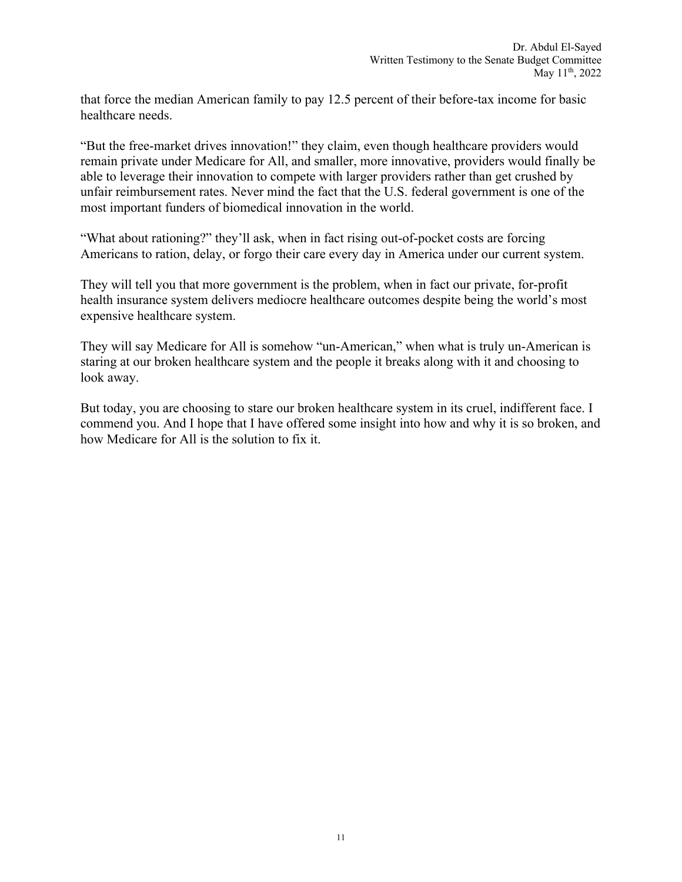that force the median American family to pay 12.5 percent of their before-tax income for basic healthcare needs.

"But the free-market drives innovation!" they claim, even though healthcare providers would remain private under Medicare for All, and smaller, more innovative, providers would finally be able to leverage their innovation to compete with larger providers rather than get crushed by unfair reimbursement rates. Never mind the fact that the U.S. federal government is one of the most important funders of biomedical innovation in the world.

"What about rationing?" they'll ask, when in fact rising out-of-pocket costs are forcing Americans to ration, delay, or forgo their care every day in America under our current system.

They will tell you that more government is the problem, when in fact our private, for-profit health insurance system delivers mediocre healthcare outcomes despite being the world's most expensive healthcare system.

They will say Medicare for All is somehow "un-American," when what is truly un-American is staring at our broken healthcare system and the people it breaks along with it and choosing to look away.

But today, you are choosing to stare our broken healthcare system in its cruel, indifferent face. I commend you. And I hope that I have offered some insight into how and why it is so broken, and how Medicare for All is the solution to fix it.